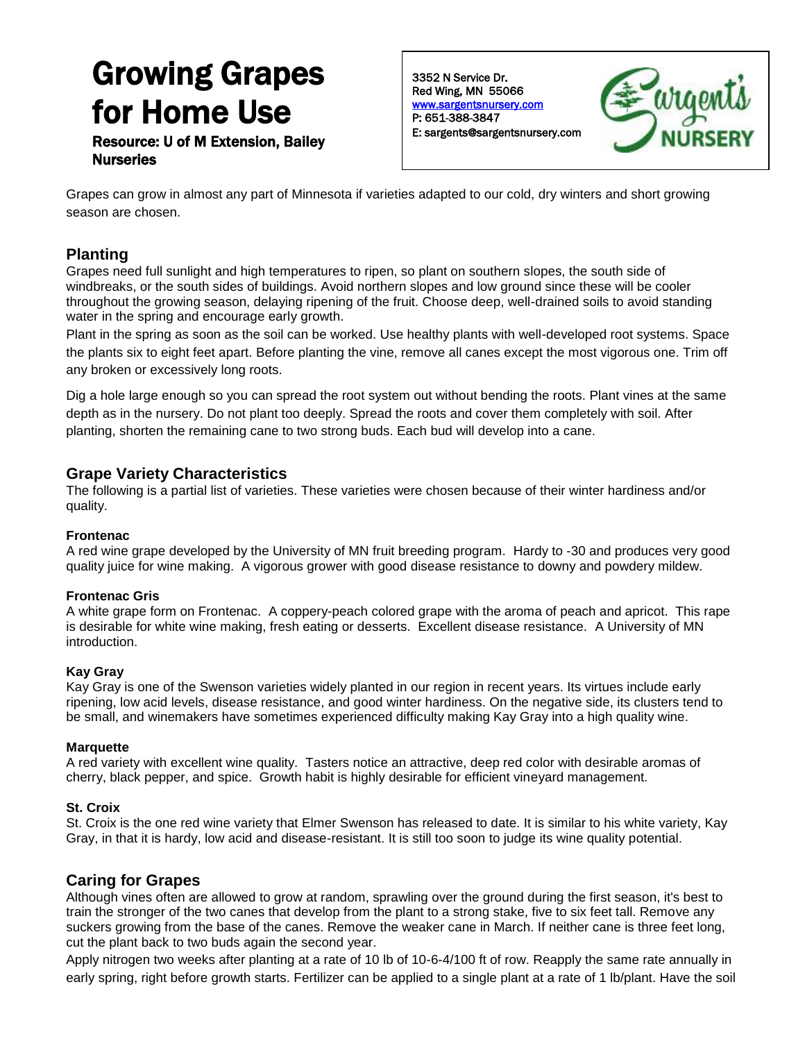# Growing Grapes for Home Use

**Resource: U of M Extension, Bailey Nurseries**

3352 N Service Dr.
Red Wing, MN 55066
[www.sargentsnursery.com](http://www.sargentsnursery.com)
P: 651-388-3847
E: sargents@sargentsnursery.com

Sargent's NURSERY

Grapes can grow in almost any part of Minnesota if varieties adapted to our cold, dry winters and short growing season are chosen.

## Planting

Grapes need full sunlight and high temperatures to ripen, so plant on southern slopes, the south side of windbreaks, or the south sides of buildings. Avoid northern slopes and low ground since these will be cooler throughout the growing season, delaying ripening of the fruit. Choose deep, well-drained soils to avoid standing water in the spring and encourage early growth.

Plant in the spring as soon as the soil can be worked. Use healthy plants with well-developed root systems. Space the plants six to eight feet apart. Before planting the vine, remove all canes except the most vigorous one. Trim off any broken or excessively long roots.

Dig a hole large enough so you can spread the root system out without bending the roots. Plant vines at the same depth as in the nursery. Do not plant too deeply. Spread the roots and cover them completely with soil. After planting, shorten the remaining cane to two strong buds. Each bud will develop into a cane.

## Grape Variety Characteristics

The following is a partial list of varieties. These varieties were chosen because of their winter hardiness and/or quality.

**Frontenac**

A red wine grape developed by the University of MN fruit breeding program. Hardy to -30 and produces very good quality juice for wine making. A vigorous grower with good disease resistance to downy and powdery mildew.

**Frontenac Gris**

A white grape form on Frontenac. A coppery-peach colored grape with the aroma of peach and apricot. This rape is desirable for white wine making, fresh eating or desserts. Excellent disease resistance. A University of MN introduction.

**Kay Gray**

Kay Gray is one of the Swenson varieties widely planted in our region in recent years. Its virtues include early ripening, low acid levels, disease resistance, and good winter hardiness. On the negative side, its clusters tend to be small, and winemakers have sometimes experienced difficulty making Kay Gray into a high quality wine.

**Marquette**

A red variety with excellent wine quality. Tasters notice an attractive, deep red color with desirable aromas of cherry, black pepper, and spice. Growth habit is highly desirable for efficient vineyard management.

**St. Croix**

St. Croix is the one red wine variety that Elmer Swenson has released to date. It is similar to his white variety, Kay Gray, in that it is hardy, low acid and disease-resistant. It is still too soon to judge its wine quality potential.

## Caring for Grapes

Although vines often are allowed to grow at random, sprawling over the ground during the first season, it's best to train the stronger of the two canes that develop from the plant to a strong stake, five to six feet tall. Remove any suckers growing from the base of the canes. Remove the weaker cane in March. If neither cane is three feet long, cut the plant back to two buds again the second year.

Apply nitrogen two weeks after planting at a rate of 10 lb of 10-6-4/100 ft of row. Reapply the same rate annually in early spring, right before growth starts. Fertilizer can be applied to a single plant at a rate of 1 lb/plant. Have the soil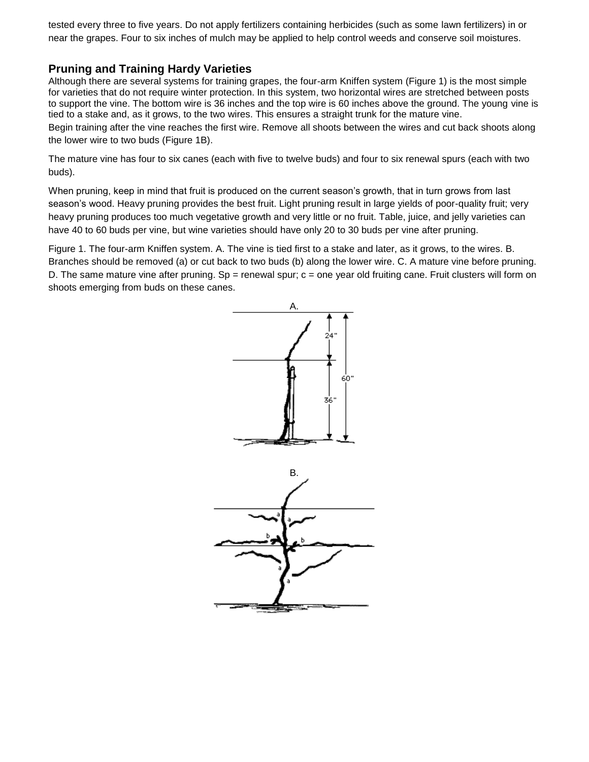tested every three to five years. Do not apply fertilizers containing herbicides (such as some lawn fertilizers) in or near the grapes. Four to six inches of mulch may be applied to help control weeds and conserve soil moistures.

## Pruning and Training Hardy Varieties

Although there are several systems for training grapes, the four-arm Kniffen system (Figure 1) is the most simple for varieties that do not require winter protection. In this system, two horizontal wires are stretched between posts to support the vine. The bottom wire is 36 inches and the top wire is 60 inches above the ground. The young vine is tied to a stake and, as it grows, to the two wires. This ensures a straight trunk for the mature vine.

Begin training after the vine reaches the first wire. Remove all shoots between the wires and cut back shoots along the lower wire to two buds (Figure 1B).

The mature vine has four to six canes (each with five to twelve buds) and four to six renewal spurs (each with two buds).

When pruning, keep in mind that fruit is produced on the current season's growth, that in turn grows from last season's wood. Heavy pruning provides the best fruit. Light pruning result in large yields of poor-quality fruit; very heavy pruning produces too much vegetative growth and very little or no fruit. Table, juice, and jelly varieties can have 40 to 60 buds per vine, but wine varieties should have only 20 to 30 buds per vine after pruning.

Figure 1. The four-arm Kniffen system. A. The vine is tied first to a stake and later, as it grows, to the wires. B. Branches should be removed (a) or cut back to two buds (b) along the lower wire. C. A mature vine before pruning. D. The same mature vine after pruning. Sp = renewal spur; c = one year old fruiting cane. Fruit clusters will form on shoots emerging from buds on these canes.

A.

24"

60"

36"

B.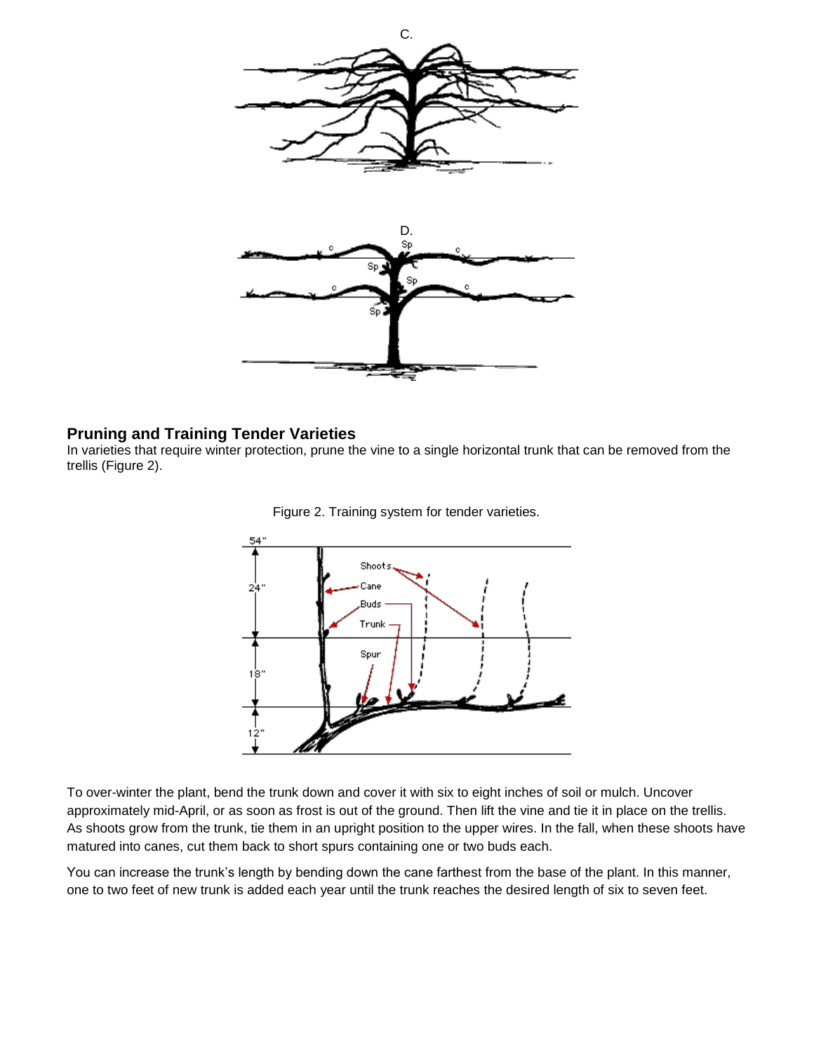C.

D.

## Pruning and Training Tender Varieties

In varieties that require winter protection, prune the vine to a single horizontal trunk that can be removed from the trellis (Figure 2).

Figure 2. Training system for tender varieties.

To over-winter the plant, bend the trunk down and cover it with six to eight inches of soil or mulch. Uncover approximately mid-April, or as soon as frost is out of the ground. Then lift the vine and tie it in place on the trellis. As shoots grow from the trunk, tie them in an upright position to the upper wires. In the fall, when these shoots have matured into canes, cut them back to short spurs containing one or two buds each.

You can increase the trunk's length by bending down the cane farthest from the base of the plant. In this manner, one to two feet of new trunk is added each year until the trunk reaches the desired length of six to seven feet.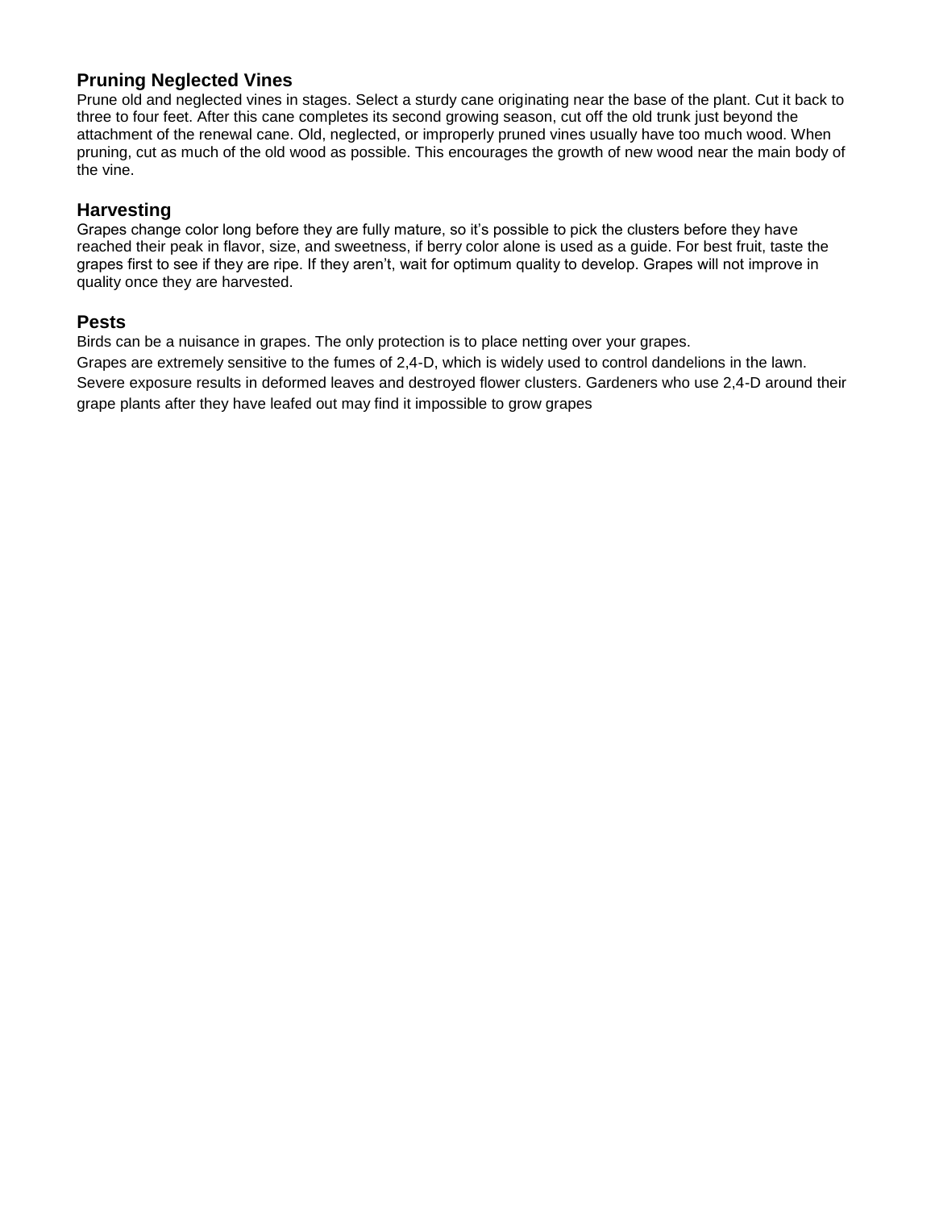## Pruning Neglected Vines

Prune old and neglected vines in stages. Select a sturdy cane originating near the base of the plant. Cut it back to three to four feet. After this cane completes its second growing season, cut off the old trunk just beyond the attachment of the renewal cane. Old, neglected, or improperly pruned vines usually have too much wood. When pruning, cut as much of the old wood as possible. This encourages the growth of new wood near the main body of the vine.

## Harvesting

Grapes change color long before they are fully mature, so it's possible to pick the clusters before they have reached their peak in flavor, size, and sweetness, if berry color alone is used as a guide. For best fruit, taste the grapes first to see if they are ripe. If they aren't, wait for optimum quality to develop. Grapes will not improve in quality once they are harvested.

## Pests

Birds can be a nuisance in grapes. The only protection is to place netting over your grapes.

Grapes are extremely sensitive to the fumes of 2,4-D, which is widely used to control dandelions in the lawn. Severe exposure results in deformed leaves and destroyed flower clusters. Gardeners who use 2,4-D around their grape plants after they have leafed out may find it impossible to grow grapes